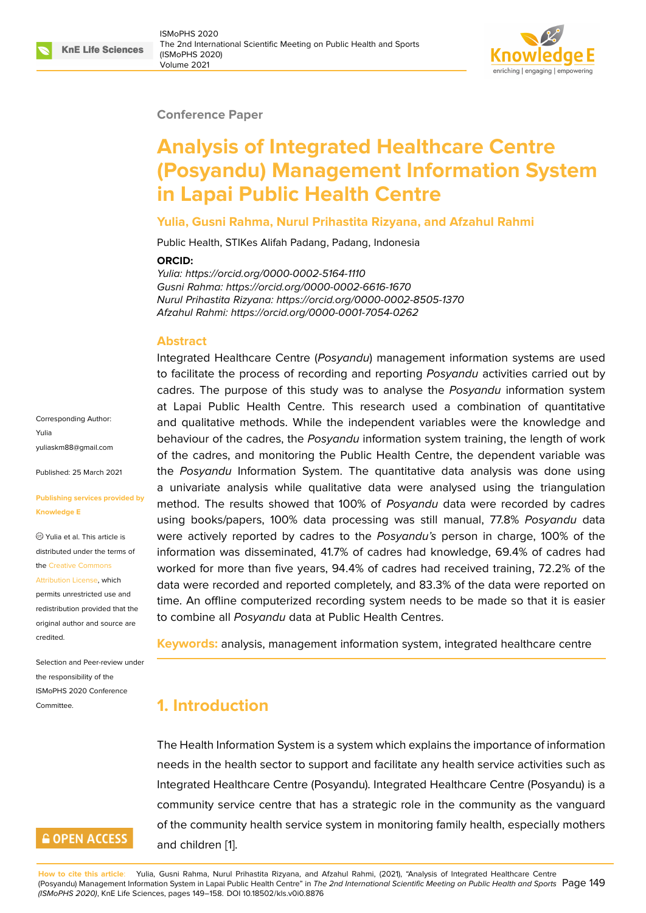Conference Paper

# Analysis of Integrated Healthcare Centre (Posyandu) Management Information System in Lapai Public Health Centre

**Yulia, Gusni Rahma, Nurul Prihastita Rizyana, and Afzahul Rahmi**

Public Health, STIKes Alifah Padang, Padang, Indonesia

**ORCID:**

*Yulia: https://orcid.org/0000-0002-5164-1110*
*Gusni Rahma: https://orcid.org/0000-0002-6616-1670*
*Nurul Prihastita Rizyana: https://orcid.org/0000-0002-8505-1370*
*Afzahul Rahmi: https://orcid.org/0000-0001-7054-0262*

Corresponding Author:
Yulia
yuliaskm88@gmail.com

Published: 25 March 2021

Publishing services provided by Knowledge E

© Yulia et al. This article is distributed under the terms of the Creative Commons Attribution License, which permits unrestricted use and redistribution provided that the original author and source are credited.

Selection and Peer-review under the responsibility of the ISMoPHS 2020 Conference Committee.

## Abstract

Integrated Healthcare Centre (*Posyandu*) management information systems are used to facilitate the process of recording and reporting *Posyandu* activities carried out by cadres. The purpose of this study was to analyse the *Posyandu* information system at Lapai Public Health Centre. This research used a combination of quantitative and qualitative methods. While the independent variables were the knowledge and behaviour of the cadres, the *Posyandu* information system training, the length of work of the cadres, and monitoring the Public Health Centre, the dependent variable was the *Posyandu* Information System. The quantitative data analysis was done using a univariate analysis while qualitative data were analysed using the triangulation method. The results showed that 100% of *Posyandu* data were recorded by cadres using books/papers, 100% data processing was still manual, 77.8% *Posyandu* data were actively reported by cadres to the *Posyandu's* person in charge, 100% of the information was disseminated, 41.7% of cadres had knowledge, 69.4% of cadres had worked for more than five years, 94.4% of cadres had received training, 72.2% of the data were recorded and reported completely, and 83.3% of the data were reported on time. An offline computerized recording system needs to be made so that it is easier to combine all *Posyandu* data at Public Health Centres.

**Keywords:** analysis, management information system, integrated healthcare centre

## 1. Introduction

The Health Information System is a system which explains the importance of information needs in the health sector to support and facilitate any health service activities such as Integrated Healthcare Centre (Posyandu). Integrated Healthcare Centre (Posyandu) is a community service centre that has a strategic role in the community as the vanguard of the community health service system in monitoring family health, especially mothers and children [1].

**How to cite this article**: Yulia, Gusni Rahma, Nurul Prihastita Rizyana, and Afzahul Rahmi, (2021), "Analysis of Integrated Healthcare Centre (Posyandu) Management Information System in Lapai Public Health Centre" in *The 2nd International Scientific Meeting on Public Health and Sports (ISMoPHS 2020)*, KnE Life Sciences, pages 149–158. DOI 10.18502/kls.v0i0.8876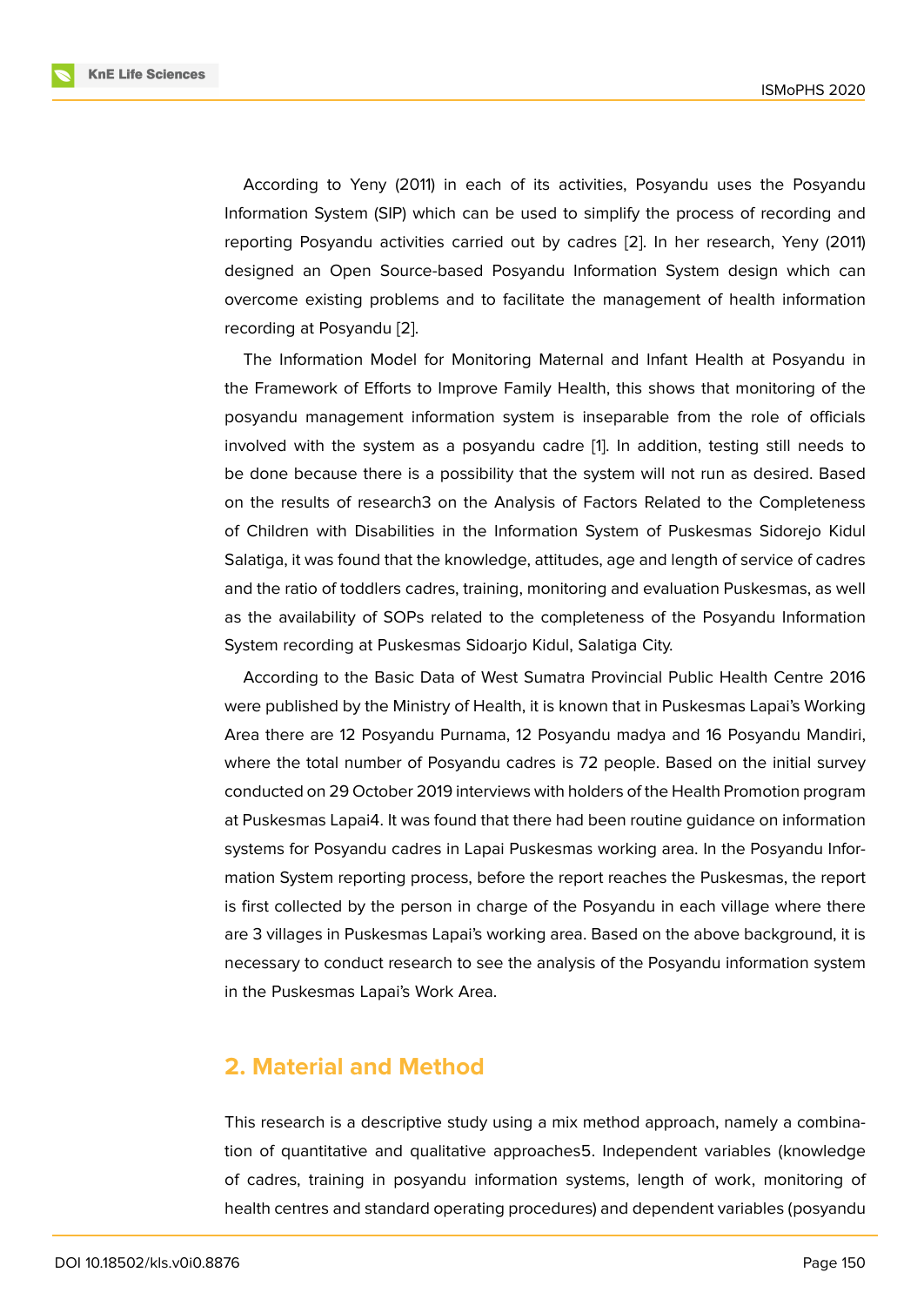According to Yeny (2011) in each of its activities, Posyandu uses the Posyandu Information System (SIP) which can be used to simplify the process of recording and reporting Posyandu activities carried out by cadres [2]. In her research, Yeny (2011) designed an Open Source-based Posyandu Information System design which can overcome existing problems and to facilitate the management of health information recording at Posyandu [2].

The Information Model for Monitoring Maternal and Infant Health at Posyandu in the Framework of Efforts to Improve Family Health, this shows that monitoring of the posyandu management information system is inseparable from the role of officials involved with the system as a posyandu cadre [1]. In addition, testing still needs to be done because there is a possibility that the system will not run as desired. Based on the results of research3 on the Analysis of Factors Related to the Completeness of Children with Disabilities in the Information System of Puskesmas Sidorejo Kidul Salatiga, it was found that the knowledge, attitudes, age and length of service of cadres and the ratio of toddlers cadres, training, monitoring and evaluation Puskesmas, as well as the availability of SOPs related to the completeness of the Posyandu Information System recording at Puskesmas Sidoarjo Kidul, Salatiga City.

According to the Basic Data of West Sumatra Provincial Public Health Centre 2016 were published by the Ministry of Health, it is known that in Puskesmas Lapai's Working Area there are 12 Posyandu Purnama, 12 Posyandu madya and 16 Posyandu Mandiri, where the total number of Posyandu cadres is 72 people. Based on the initial survey conducted on 29 October 2019 interviews with holders of the Health Promotion program at Puskesmas Lapai4. It was found that there had been routine guidance on information systems for Posyandu cadres in Lapai Puskesmas working area. In the Posyandu Information System reporting process, before the report reaches the Puskesmas, the report is first collected by the person in charge of the Posyandu in each village where there are 3 villages in Puskesmas Lapai's working area. Based on the above background, it is necessary to conduct research to see the analysis of the Posyandu information system in the Puskesmas Lapai's Work Area.

## 2. Material and Method

This research is a descriptive study using a mix method approach, namely a combination of quantitative and qualitative approaches5. Independent variables (knowledge of cadres, training in posyandu information systems, length of work, monitoring of health centres and standard operating procedures) and dependent variables (posyandu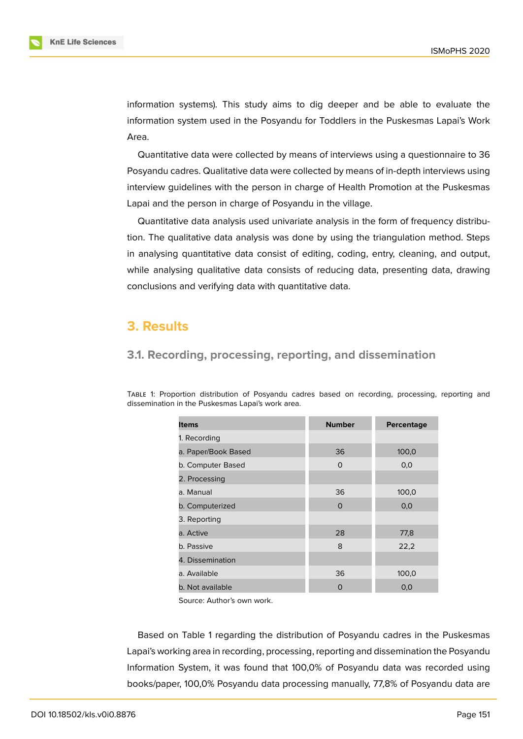information systems). This study aims to dig deeper and be able to evaluate the information system used in the Posyandu for Toddlers in the Puskesmas Lapai's Work Area.

Quantitative data were collected by means of interviews using a questionnaire to 36 Posyandu cadres. Qualitative data were collected by means of in-depth interviews using interview guidelines with the person in charge of Health Promotion at the Puskesmas Lapai and the person in charge of Posyandu in the village.

Quantitative data analysis used univariate analysis in the form of frequency distribution. The qualitative data analysis was done by using the triangulation method. Steps in analysing quantitative data consist of editing, coding, entry, cleaning, and output, while analysing qualitative data consists of reducing data, presenting data, drawing conclusions and verifying data with quantitative data.

## 3. Results

### 3.1. Recording, processing, reporting, and dissemination

Table 1: Proportion distribution of Posyandu cadres based on recording, processing, reporting and dissemination in the Puskesmas Lapai's work area.

| Items | Number | Percentage |
|---|---|---|
| 1. Recording | | |
| a. Paper/Book Based | 36 | 100,0 |
| b. Computer Based | 0 | 0,0 |
| 2. Processing | | |
| a. Manual | 36 | 100,0 |
| b. Computerized | 0 | 0,0 |
| 3. Reporting | | |
| a. Active | 28 | 77,8 |
| b. Passive | 8 | 22,2 |
| 4. Dissemination | | |
| a. Available | 36 | 100,0 |
| b. Not available | 0 | 0,0 |

Source: Author's own work.

Based on Table 1 regarding the distribution of Posyandu cadres in the Puskesmas Lapai's working area in recording, processing, reporting and dissemination the Posyandu Information System, it was found that 100,0% of Posyandu data was recorded using books/paper, 100,0% Posyandu data processing manually, 77,8% of Posyandu data are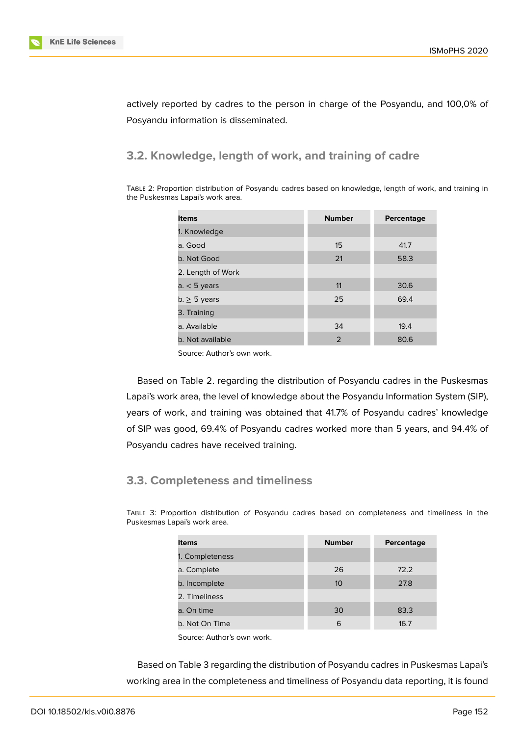actively reported by cadres to the person in charge of the Posyandu, and 100,0% of Posyandu information is disseminated.

## 3.2. Knowledge, length of work, and training of cadre

TABLE 2: Proportion distribution of Posyandu cadres based on knowledge, length of work, and training in the Puskesmas Lapai's work area.

| Items | Number | Percentage |
|---|---|---|
| 1. Knowledge | | |
| a. Good | 15 | 41.7 |
| b. Not Good | 21 | 58.3 |
| 2. Length of Work | | |
| a. < 5 years | 11 | 30.6 |
| b. ≥ 5 years | 25 | 69.4 |
| 3. Training | | |
| a. Available | 34 | 19.4 |
| b. Not available | 2 | 80.6 |

Source: Author's own work.

Based on Table 2. regarding the distribution of Posyandu cadres in the Puskesmas Lapai's work area, the level of knowledge about the Posyandu Information System (SIP), years of work, and training was obtained that 41.7% of Posyandu cadres' knowledge of SIP was good, 69.4% of Posyandu cadres worked more than 5 years, and 94.4% of Posyandu cadres have received training.

## 3.3. Completeness and timeliness

TABLE 3: Proportion distribution of Posyandu cadres based on completeness and timeliness in the Puskesmas Lapai's work area.

| Items | Number | Percentage |
|---|---|---|
| 1. Completeness | | |
| a. Complete | 26 | 72.2 |
| b. Incomplete | 10 | 27.8 |
| 2. Timeliness | | |
| a. On time | 30 | 83.3 |
| b. Not On Time | 6 | 16.7 |

Source: Author's own work.

Based on Table 3 regarding the distribution of Posyandu cadres in Puskesmas Lapai's working area in the completeness and timeliness of Posyandu data reporting, it is found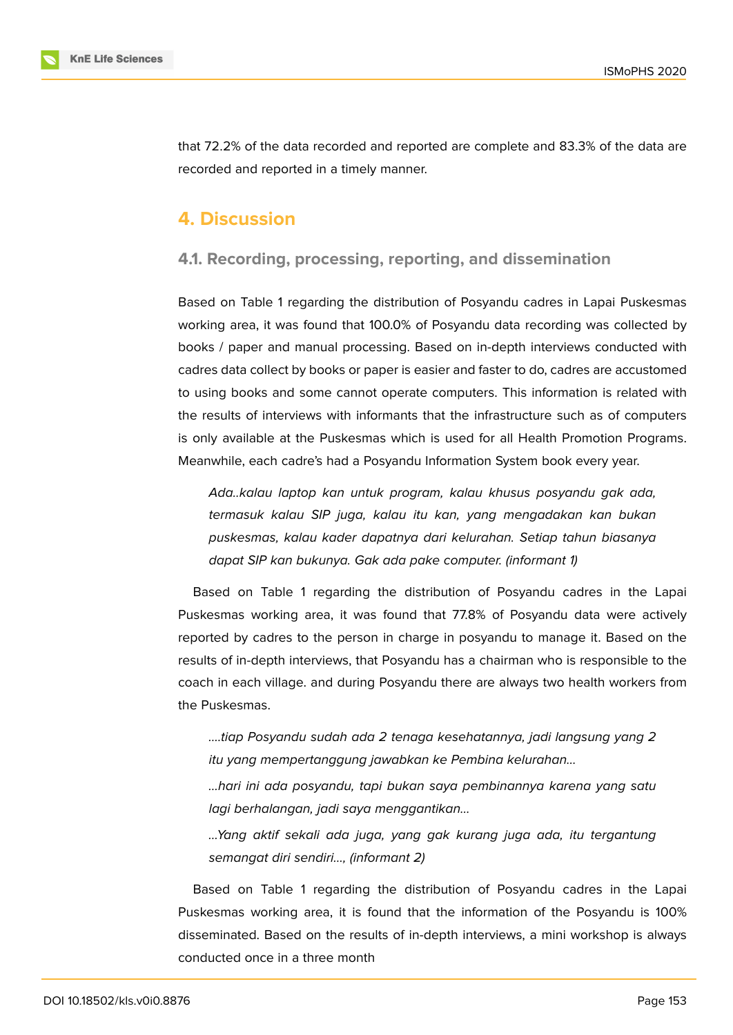that 72.2% of the data recorded and reported are complete and 83.3% of the data are recorded and reported in a timely manner.

## 4. Discussion

### 4.1. Recording, processing, reporting, and dissemination

Based on Table 1 regarding the distribution of Posyandu cadres in Lapai Puskesmas working area, it was found that 100.0% of Posyandu data recording was collected by books / paper and manual processing. Based on in-depth interviews conducted with cadres data collect by books or paper is easier and faster to do, cadres are accustomed to using books and some cannot operate computers. This information is related with the results of interviews with informants that the infrastructure such as of computers is only available at the Puskesmas which is used for all Health Promotion Programs. Meanwhile, each cadre's had a Posyandu Information System book every year.

> *Ada..kalau laptop kan untuk program, kalau khusus posyandu gak ada, termasuk kalau SIP juga, kalau itu kan, yang mengadakan kan bukan puskesmas, kalau kader dapatnya dari kelurahan. Setiap tahun biasanya dapat SIP kan bukunya. Gak ada pake computer. (informant 1)*

Based on Table 1 regarding the distribution of Posyandu cadres in the Lapai Puskesmas working area, it was found that 77.8% of Posyandu data were actively reported by cadres to the person in charge in posyandu to manage it. Based on the results of in-depth interviews, that Posyandu has a chairman who is responsible to the coach in each village. and during Posyandu there are always two health workers from the Puskesmas.

> *....tiap Posyandu sudah ada 2 tenaga kesehatannya, jadi langsung yang 2 itu yang mempertanggung jawabkan ke Pembina kelurahan...*
>
> *...hari ini ada posyandu, tapi bukan saya pembinannya karena yang satu lagi berhalangan, jadi saya menggantikan...*
>
> *...Yang aktif sekali ada juga, yang gak kurang juga ada, itu tergantung semangat diri sendiri..., (informant 2)*

Based on Table 1 regarding the distribution of Posyandu cadres in the Lapai Puskesmas working area, it is found that the information of the Posyandu is 100% disseminated. Based on the results of in-depth interviews, a mini workshop is always conducted once in a three month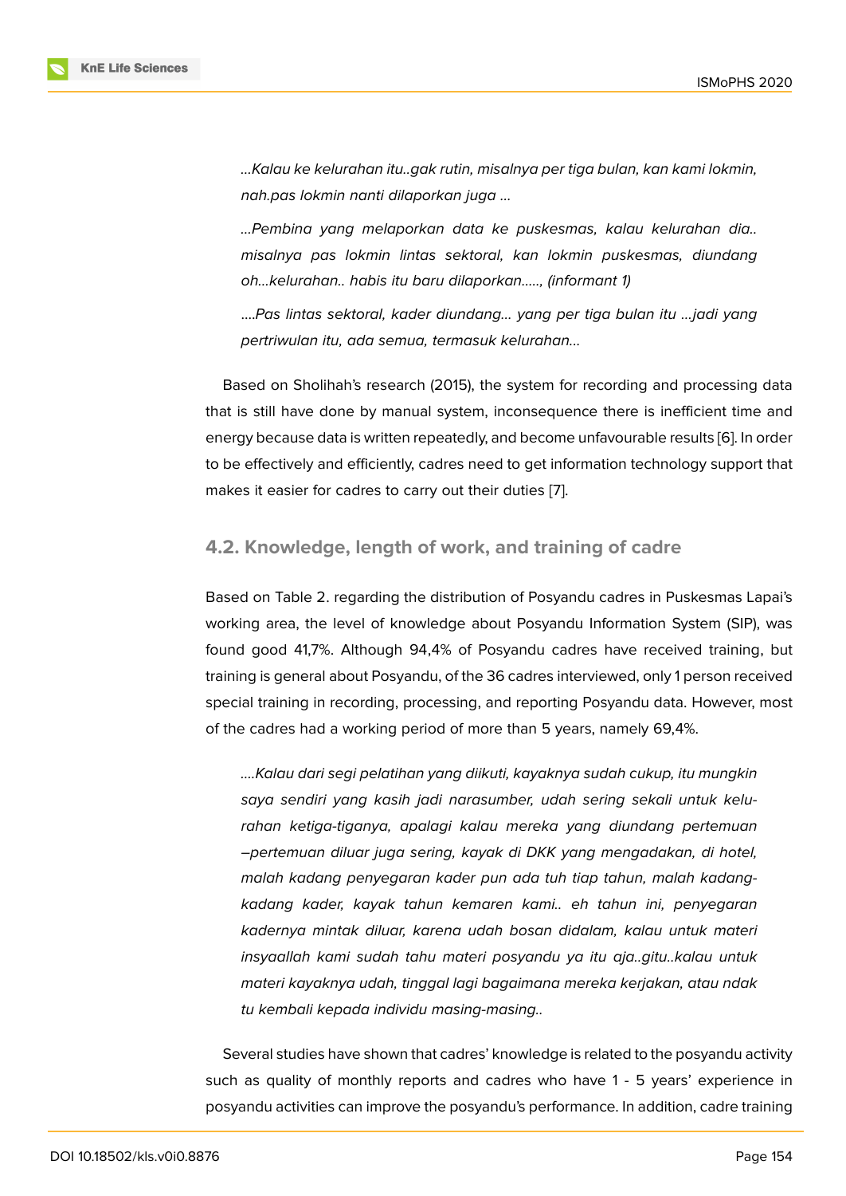*...Kalau ke kelurahan itu..gak rutin, misalnya per tiga bulan, kan kami lokmin, nah.pas lokmin nanti dilaporkan juga ...*

*...Pembina yang melaporkan data ke puskesmas, kalau kelurahan dia.. misalnya pas lokmin lintas sektoral, kan lokmin puskesmas, diundang oh...kelurahan.. habis itu baru dilaporkan....., (informant 1)*

*....Pas lintas sektoral, kader diundang... yang per tiga bulan itu ...jadi yang pertriwulan itu, ada semua, termasuk kelurahan...*

Based on Sholihah's research (2015), the system for recording and processing data that is still have done by manual system, inconsequence there is inefficient time and energy because data is written repeatedly, and become unfavourable results [6]. In order to be effectively and efficiently, cadres need to get information technology support that makes it easier for cadres to carry out their duties [7].

## 4.2. Knowledge, length of work, and training of cadre

Based on Table 2. regarding the distribution of Posyandu cadres in Puskesmas Lapai's working area, the level of knowledge about Posyandu Information System (SIP), was found good 41,7%. Although 94,4% of Posyandu cadres have received training, but training is general about Posyandu, of the 36 cadres interviewed, only 1 person received special training in recording, processing, and reporting Posyandu data. However, most of the cadres had a working period of more than 5 years, namely 69,4%.

*....Kalau dari segi pelatihan yang diikuti, kayaknya sudah cukup, itu mungkin saya sendiri yang kasih jadi narasumber, udah sering sekali untuk kelurahan ketiga-tiganya, apalagi kalau mereka yang diundang pertemuan –pertemuan diluar juga sering, kayak di DKK yang mengadakan, di hotel, malah kadang penyegaran kader pun ada tuh tiap tahun, malah kadang-kadang kader, kayak tahun kemaren kami.. eh tahun ini, penyegaran kadernya mintak diluar, karena udah bosan didalam, kalau untuk materi insyaallah kami sudah tahu materi posyandu ya itu aja..gitu..kalau untuk materi kayaknya udah, tinggal lagi bagaimana mereka kerjakan, atau ndak tu kembali kepada individu masing-masing..*

Several studies have shown that cadres' knowledge is related to the posyandu activity such as quality of monthly reports and cadres who have 1 - 5 years' experience in posyandu activities can improve the posyandu's performance. In addition, cadre training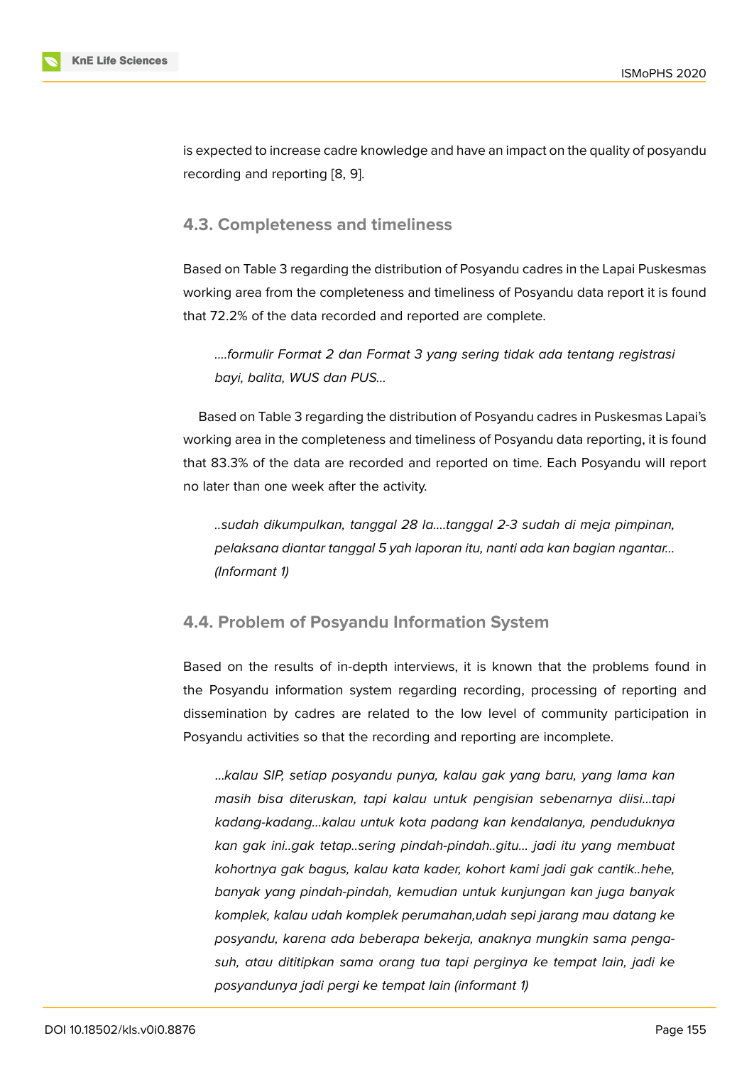is expected to increase cadre knowledge and have an impact on the quality of posyandu recording and reporting [8, 9].

## 4.3. Completeness and timeliness

Based on Table 3 regarding the distribution of Posyandu cadres in the Lapai Puskesmas working area from the completeness and timeliness of Posyandu data report it is found that 72.2% of the data recorded and reported are complete.

> *....formulir Format 2 dan Format 3 yang sering tidak ada tentang registrasi bayi, balita, WUS dan PUS...*

Based on Table 3 regarding the distribution of Posyandu cadres in Puskesmas Lapai's working area in the completeness and timeliness of Posyandu data reporting, it is found that 83.3% of the data are recorded and reported on time. Each Posyandu will report no later than one week after the activity.

> *..sudah dikumpulkan, tanggal 28 la....tanggal 2-3 sudah di meja pimpinan, pelaksana diantar tanggal 5 yah laporan itu, nanti ada kan bagian ngantar... (Informant 1)*

## 4.4. Problem of Posyandu Information System

Based on the results of in-depth interviews, it is known that the problems found in the Posyandu information system regarding recording, processing of reporting and dissemination by cadres are related to the low level of community participation in Posyandu activities so that the recording and reporting are incomplete.

> *...kalau SIP, setiap posyandu punya, kalau gak yang baru, yang lama kan masih bisa diteruskan, tapi kalau untuk pengisian sebenarnya diisi...tapi kadang-kadang...kalau untuk kota padang kan kendalanya, penduduknya kan gak ini..gak tetap..sering pindah-pindah..gitu... jadi itu yang membuat kohortnya gak bagus, kalau kata kader, kohort kami jadi gak cantik..hehe, banyak yang pindah-pindah, kemudian untuk kunjungan kan juga banyak komplek, kalau udah komplek perumahan,udah sepi jarang mau datang ke posyandu, karena ada beberapa bekerja, anaknya mungkin sama pengasuh, atau dititipkan sama orang tua tapi perginya ke tempat lain, jadi ke posyandunya jadi pergi ke tempat lain (informant 1)*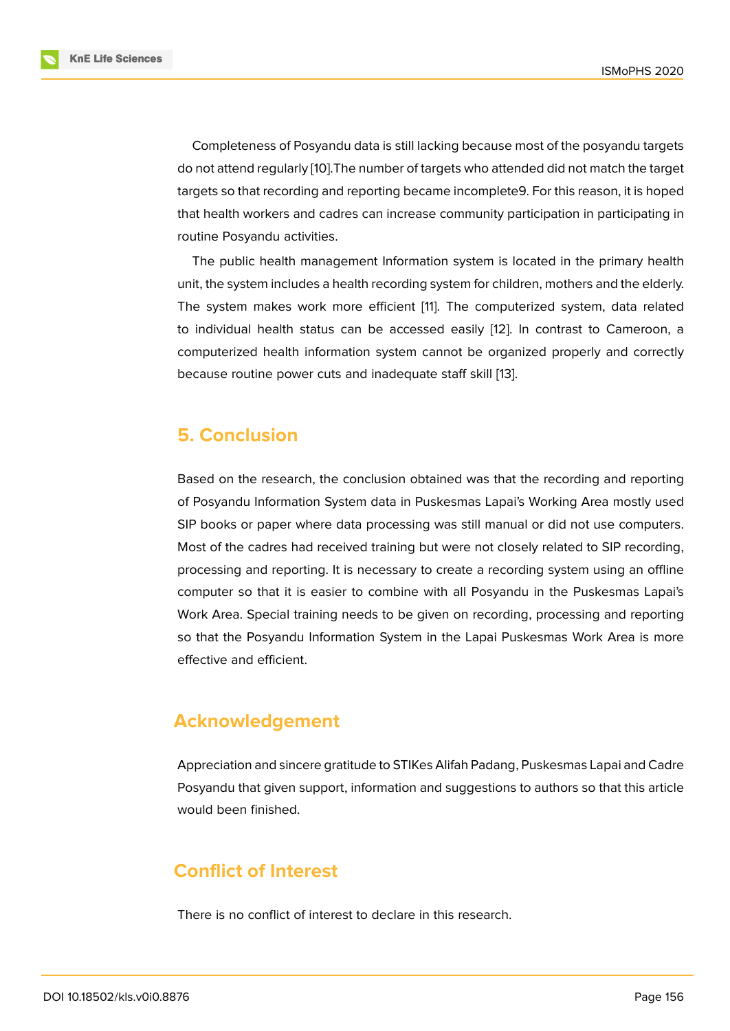Completeness of Posyandu data is still lacking because most of the posyandu targets do not attend regularly [10].The number of targets who attended did not match the target targets so that recording and reporting became incomplete9. For this reason, it is hoped that health workers and cadres can increase community participation in participating in routine Posyandu activities.

The public health management Information system is located in the primary health unit, the system includes a health recording system for children, mothers and the elderly. The system makes work more efficient [11]. The computerized system, data related to individual health status can be accessed easily [12]. In contrast to Cameroon, a computerized health information system cannot be organized properly and correctly because routine power cuts and inadequate staff skill [13].

## 5. Conclusion

Based on the research, the conclusion obtained was that the recording and reporting of Posyandu Information System data in Puskesmas Lapai's Working Area mostly used SIP books or paper where data processing was still manual or did not use computers. Most of the cadres had received training but were not closely related to SIP recording, processing and reporting. It is necessary to create a recording system using an offline computer so that it is easier to combine with all Posyandu in the Puskesmas Lapai's Work Area. Special training needs to be given on recording, processing and reporting so that the Posyandu Information System in the Lapai Puskesmas Work Area is more effective and efficient.

## Acknowledgement

Appreciation and sincere gratitude to STIKes Alifah Padang, Puskesmas Lapai and Cadre Posyandu that given support, information and suggestions to authors so that this article would been finished.

## Conflict of Interest

There is no conflict of interest to declare in this research.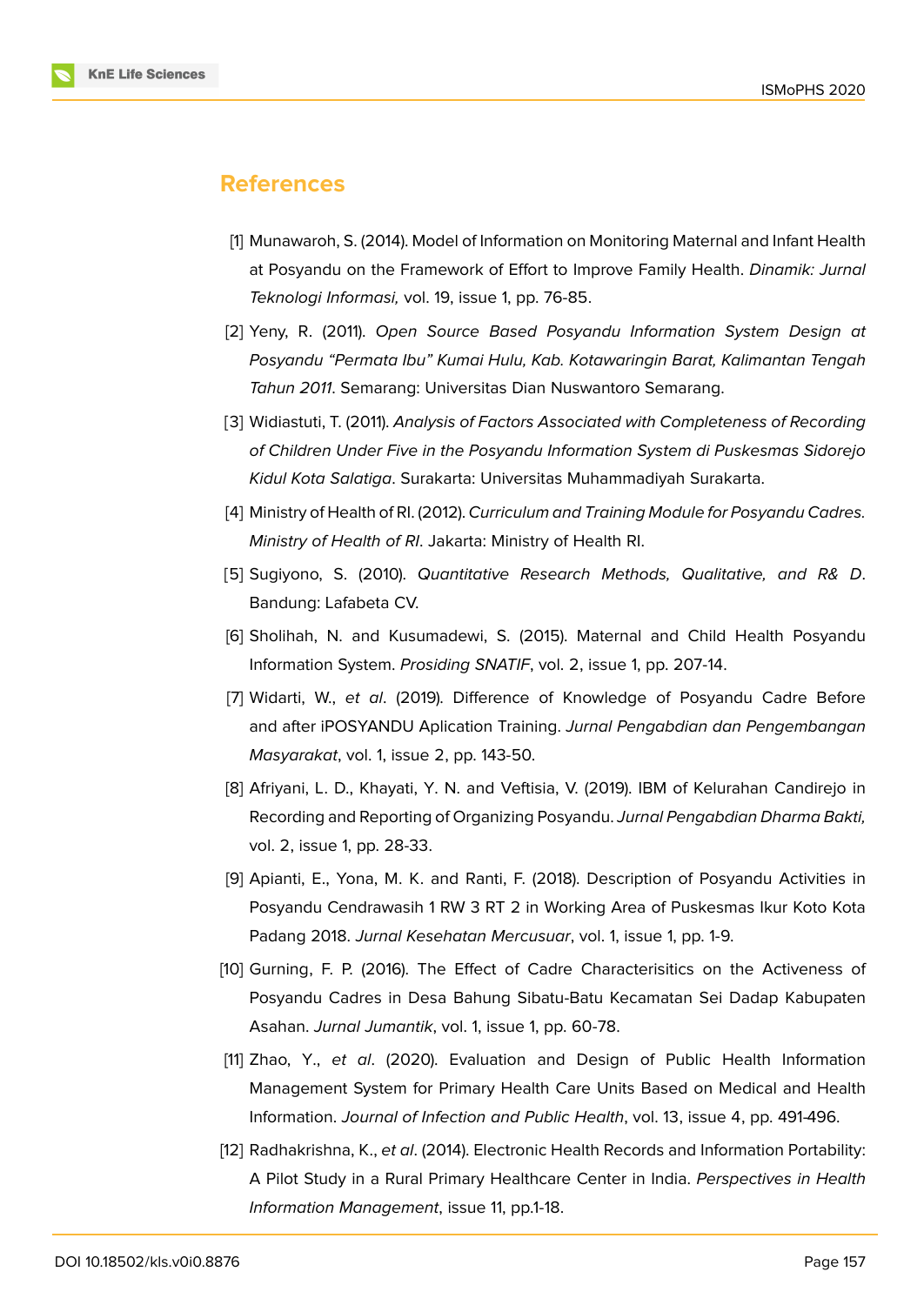## References

[1] Munawaroh, S. (2014). Model of Information on Monitoring Maternal and Infant Health at Posyandu on the Framework of Effort to Improve Family Health. *Dinamik: Jurnal Teknologi Informasi,* vol. 19, issue 1, pp. 76-85.

[2] Yeny, R. (2011). *Open Source Based Posyandu Information System Design at Posyandu "Permata Ibu" Kumai Hulu, Kab. Kotawaringin Barat, Kalimantan Tengah Tahun 2011*. Semarang: Universitas Dian Nuswantoro Semarang.

[3] Widiastuti, T. (2011). *Analysis of Factors Associated with Completeness of Recording of Children Under Five in the Posyandu Information System di Puskesmas Sidorejo Kidul Kota Salatiga*. Surakarta: Universitas Muhammadiyah Surakarta.

[4] Ministry of Health of RI. (2012). *Curriculum and Training Module for Posyandu Cadres. Ministry of Health of RI*. Jakarta: Ministry of Health RI.

[5] Sugiyono, S. (2010). *Quantitative Research Methods, Qualitative, and R& D*. Bandung: Lafabeta CV.

[6] Sholihah, N. and Kusumadewi, S. (2015). Maternal and Child Health Posyandu Information System. *Prosiding SNATIF*, vol. 2, issue 1, pp. 207-14.

[7] Widarti, W., *et al*. (2019). Difference of Knowledge of Posyandu Cadre Before and after iPOSYANDU Aplication Training. *Jurnal Pengabdian dan Pengembangan Masyarakat*, vol. 1, issue 2, pp. 143-50.

[8] Afriyani, L. D., Khayati, Y. N. and Veftisia, V. (2019). IBM of Kelurahan Candirejo in Recording and Reporting of Organizing Posyandu. *Jurnal Pengabdian Dharma Bakti,* vol. 2, issue 1, pp. 28-33.

[9] Apianti, E., Yona, M. K. and Ranti, F. (2018). Description of Posyandu Activities in Posyandu Cendrawasih 1 RW 3 RT 2 in Working Area of Puskesmas Ikur Koto Kota Padang 2018. *Jurnal Kesehatan Mercusuar*, vol. 1, issue 1, pp. 1-9.

[10] Gurning, F. P. (2016). The Effect of Cadre Characterisitics on the Activeness of Posyandu Cadres in Desa Bahung Sibatu-Batu Kecamatan Sei Dadap Kabupaten Asahan. *Jurnal Jumantik*, vol. 1, issue 1, pp. 60-78.

[11] Zhao, Y., *et al*. (2020). Evaluation and Design of Public Health Information Management System for Primary Health Care Units Based on Medical and Health Information. *Journal of Infection and Public Health*, vol. 13, issue 4, pp. 491-496.

[12] Radhakrishna, K., *et al*. (2014). Electronic Health Records and Information Portability: A Pilot Study in a Rural Primary Healthcare Center in India. *Perspectives in Health Information Management*, issue 11, pp.1-18.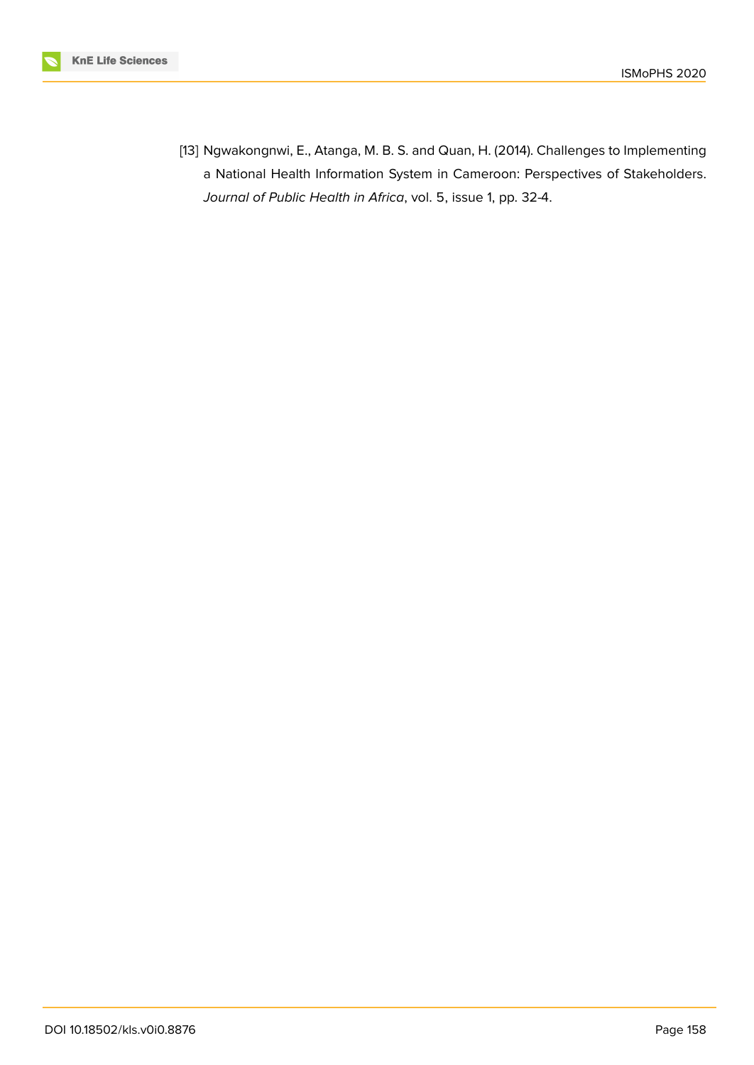[13] Ngwakongnwi, E., Atanga, M. B. S. and Quan, H. (2014). Challenges to Implementing a National Health Information System in Cameroon: Perspectives of Stakeholders. *Journal of Public Health in Africa*, vol. 5, issue 1, pp. 32-4.